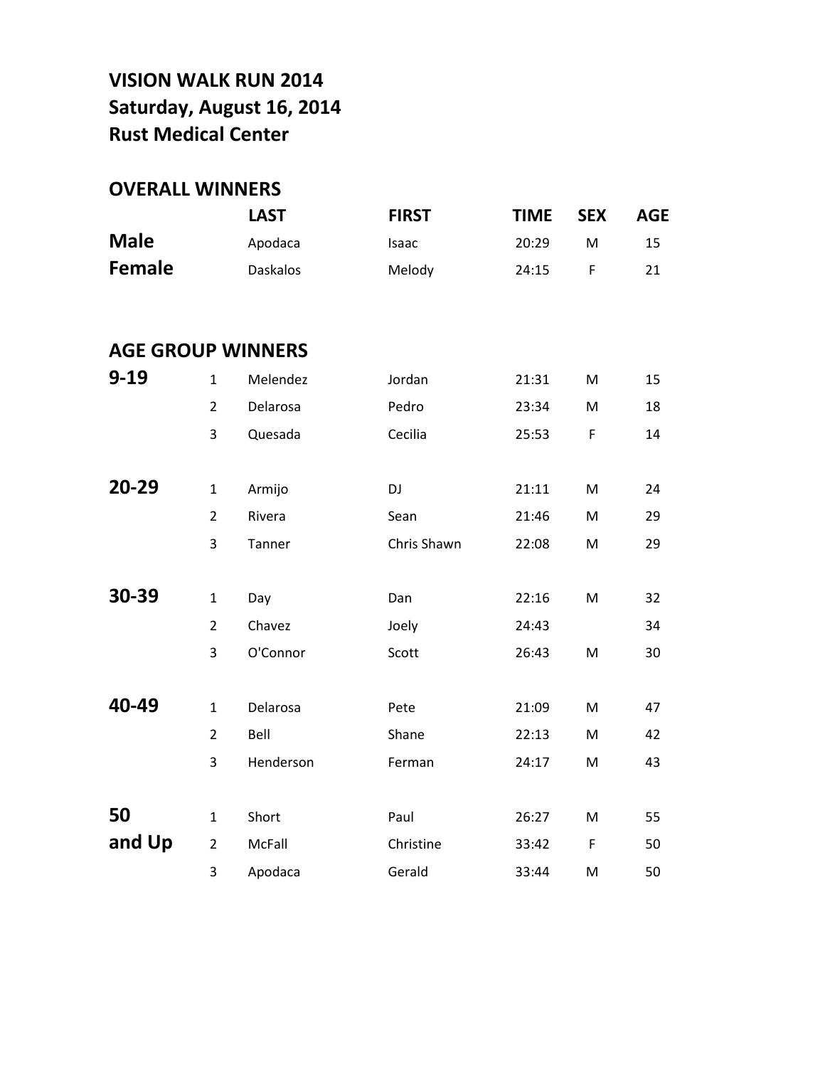# VISION WALK RUN 2014
# Saturday, August 16, 2014
# Rust Medical Center

## OVERALL WINNERS

| | LAST | FIRST | TIME | SEX | AGE |
|---|---|---|---|---|---|
| **Male** | Apodaca | Isaac | 20:29 | M | 15 |
| **Female** | Daskalos | Melody | 24:15 | F | 21 |

## AGE GROUP WINNERS

| | | LAST | FIRST | TIME | SEX | AGE |
|---|---|---|---|---|---|---|
| **9-19** | 1 | Melendez | Jordan | 21:31 | M | 15 |
| | 2 | Delarosa | Pedro | 23:34 | M | 18 |
| | 3 | Quesada | Cecilia | 25:53 | F | 14 |
| **20-29** | 1 | Armijo | DJ | 21:11 | M | 24 |
| | 2 | Rivera | Sean | 21:46 | M | 29 |
| | 3 | Tanner | Chris Shawn | 22:08 | M | 29 |
| **30-39** | 1 | Day | Dan | 22:16 | M | 32 |
| | 2 | Chavez | Joely | 24:43 | | 34 |
| | 3 | O'Connor | Scott | 26:43 | M | 30 |
| **40-49** | 1 | Delarosa | Pete | 21:09 | M | 47 |
| | 2 | Bell | Shane | 22:13 | M | 42 |
| | 3 | Henderson | Ferman | 24:17 | M | 43 |
| **50 and Up** | 1 | Short | Paul | 26:27 | M | 55 |
| | 2 | McFall | Christine | 33:42 | F | 50 |
| | 3 | Apodaca | Gerald | 33:44 | M | 50 |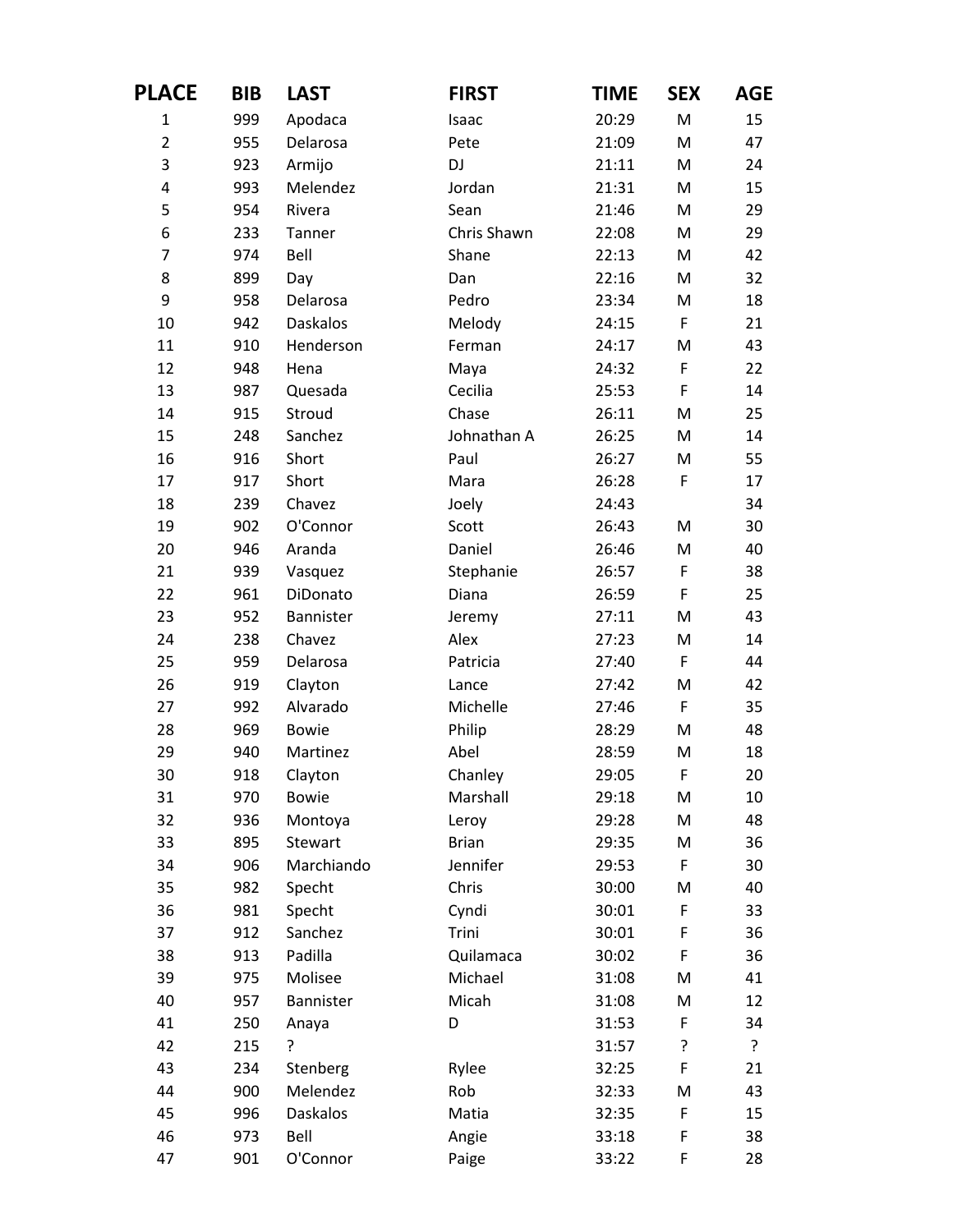| PLACE | BIB | LAST | FIRST | TIME | SEX | AGE |
|---|---|---|---|---|---|---|
| 1 | 999 | Apodaca | Isaac | 20:29 | M | 15 |
| 2 | 955 | Delarosa | Pete | 21:09 | M | 47 |
| 3 | 923 | Armijo | DJ | 21:11 | M | 24 |
| 4 | 993 | Melendez | Jordan | 21:31 | M | 15 |
| 5 | 954 | Rivera | Sean | 21:46 | M | 29 |
| 6 | 233 | Tanner | Chris Shawn | 22:08 | M | 29 |
| 7 | 974 | Bell | Shane | 22:13 | M | 42 |
| 8 | 899 | Day | Dan | 22:16 | M | 32 |
| 9 | 958 | Delarosa | Pedro | 23:34 | M | 18 |
| 10 | 942 | Daskalos | Melody | 24:15 | F | 21 |
| 11 | 910 | Henderson | Ferman | 24:17 | M | 43 |
| 12 | 948 | Hena | Maya | 24:32 | F | 22 |
| 13 | 987 | Quesada | Cecilia | 25:53 | F | 14 |
| 14 | 915 | Stroud | Chase | 26:11 | M | 25 |
| 15 | 248 | Sanchez | Johnathan A | 26:25 | M | 14 |
| 16 | 916 | Short | Paul | 26:27 | M | 55 |
| 17 | 917 | Short | Mara | 26:28 | F | 17 |
| 18 | 239 | Chavez | Joely | 24:43 | | 34 |
| 19 | 902 | O'Connor | Scott | 26:43 | M | 30 |
| 20 | 946 | Aranda | Daniel | 26:46 | M | 40 |
| 21 | 939 | Vasquez | Stephanie | 26:57 | F | 38 |
| 22 | 961 | DiDonato | Diana | 26:59 | F | 25 |
| 23 | 952 | Bannister | Jeremy | 27:11 | M | 43 |
| 24 | 238 | Chavez | Alex | 27:23 | M | 14 |
| 25 | 959 | Delarosa | Patricia | 27:40 | F | 44 |
| 26 | 919 | Clayton | Lance | 27:42 | M | 42 |
| 27 | 992 | Alvarado | Michelle | 27:46 | F | 35 |
| 28 | 969 | Bowie | Philip | 28:29 | M | 48 |
| 29 | 940 | Martinez | Abel | 28:59 | M | 18 |
| 30 | 918 | Clayton | Chanley | 29:05 | F | 20 |
| 31 | 970 | Bowie | Marshall | 29:18 | M | 10 |
| 32 | 936 | Montoya | Leroy | 29:28 | M | 48 |
| 33 | 895 | Stewart | Brian | 29:35 | M | 36 |
| 34 | 906 | Marchiando | Jennifer | 29:53 | F | 30 |
| 35 | 982 | Specht | Chris | 30:00 | M | 40 |
| 36 | 981 | Specht | Cyndi | 30:01 | F | 33 |
| 37 | 912 | Sanchez | Trini | 30:01 | F | 36 |
| 38 | 913 | Padilla | Quilamaca | 30:02 | F | 36 |
| 39 | 975 | Molisee | Michael | 31:08 | M | 41 |
| 40 | 957 | Bannister | Micah | 31:08 | M | 12 |
| 41 | 250 | Anaya | D | 31:53 | F | 34 |
| 42 | 215 | ? | | 31:57 | ? | ? |
| 43 | 234 | Stenberg | Rylee | 32:25 | F | 21 |
| 44 | 900 | Melendez | Rob | 32:33 | M | 43 |
| 45 | 996 | Daskalos | Matia | 32:35 | F | 15 |
| 46 | 973 | Bell | Angie | 33:18 | F | 38 |
| 47 | 901 | O'Connor | Paige | 33:22 | F | 28 |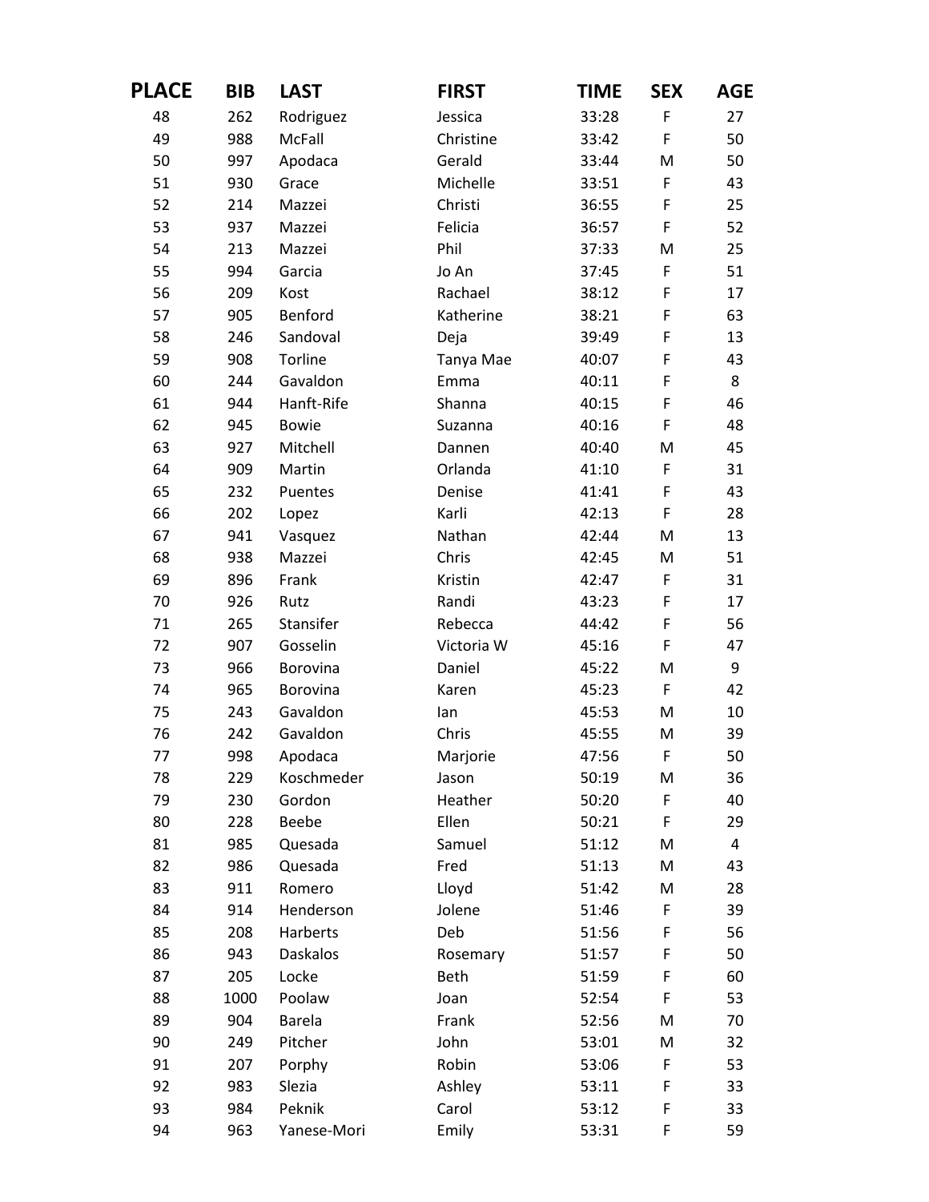| PLACE | BIB | LAST | FIRST | TIME | SEX | AGE |
|---|---|---|---|---|---|---|
| 48 | 262 | Rodriguez | Jessica | 33:28 | F | 27 |
| 49 | 988 | McFall | Christine | 33:42 | F | 50 |
| 50 | 997 | Apodaca | Gerald | 33:44 | M | 50 |
| 51 | 930 | Grace | Michelle | 33:51 | F | 43 |
| 52 | 214 | Mazzei | Christi | 36:55 | F | 25 |
| 53 | 937 | Mazzei | Felicia | 36:57 | F | 52 |
| 54 | 213 | Mazzei | Phil | 37:33 | M | 25 |
| 55 | 994 | Garcia | Jo An | 37:45 | F | 51 |
| 56 | 209 | Kost | Rachael | 38:12 | F | 17 |
| 57 | 905 | Benford | Katherine | 38:21 | F | 63 |
| 58 | 246 | Sandoval | Deja | 39:49 | F | 13 |
| 59 | 908 | Torline | Tanya Mae | 40:07 | F | 43 |
| 60 | 244 | Gavaldon | Emma | 40:11 | F | 8 |
| 61 | 944 | Hanft-Rife | Shanna | 40:15 | F | 46 |
| 62 | 945 | Bowie | Suzanna | 40:16 | F | 48 |
| 63 | 927 | Mitchell | Dannen | 40:40 | M | 45 |
| 64 | 909 | Martin | Orlanda | 41:10 | F | 31 |
| 65 | 232 | Puentes | Denise | 41:41 | F | 43 |
| 66 | 202 | Lopez | Karli | 42:13 | F | 28 |
| 67 | 941 | Vasquez | Nathan | 42:44 | M | 13 |
| 68 | 938 | Mazzei | Chris | 42:45 | M | 51 |
| 69 | 896 | Frank | Kristin | 42:47 | F | 31 |
| 70 | 926 | Rutz | Randi | 43:23 | F | 17 |
| 71 | 265 | Stansifer | Rebecca | 44:42 | F | 56 |
| 72 | 907 | Gosselin | Victoria W | 45:16 | F | 47 |
| 73 | 966 | Borovina | Daniel | 45:22 | M | 9 |
| 74 | 965 | Borovina | Karen | 45:23 | F | 42 |
| 75 | 243 | Gavaldon | Ian | 45:53 | M | 10 |
| 76 | 242 | Gavaldon | Chris | 45:55 | M | 39 |
| 77 | 998 | Apodaca | Marjorie | 47:56 | F | 50 |
| 78 | 229 | Koschmeder | Jason | 50:19 | M | 36 |
| 79 | 230 | Gordon | Heather | 50:20 | F | 40 |
| 80 | 228 | Beebe | Ellen | 50:21 | F | 29 |
| 81 | 985 | Quesada | Samuel | 51:12 | M | 4 |
| 82 | 986 | Quesada | Fred | 51:13 | M | 43 |
| 83 | 911 | Romero | Lloyd | 51:42 | M | 28 |
| 84 | 914 | Henderson | Jolene | 51:46 | F | 39 |
| 85 | 208 | Harberts | Deb | 51:56 | F | 56 |
| 86 | 943 | Daskalos | Rosemary | 51:57 | F | 50 |
| 87 | 205 | Locke | Beth | 51:59 | F | 60 |
| 88 | 1000 | Poolaw | Joan | 52:54 | F | 53 |
| 89 | 904 | Barela | Frank | 52:56 | M | 70 |
| 90 | 249 | Pitcher | John | 53:01 | M | 32 |
| 91 | 207 | Porphy | Robin | 53:06 | F | 53 |
| 92 | 983 | Slezia | Ashley | 53:11 | F | 33 |
| 93 | 984 | Peknik | Carol | 53:12 | F | 33 |
| 94 | 963 | Yanese-Mori | Emily | 53:31 | F | 59 |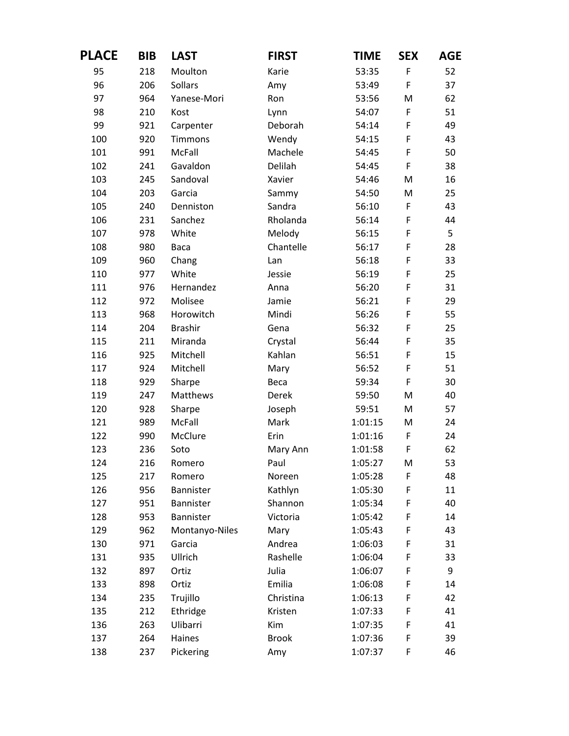| PLACE | BIB | LAST | FIRST | TIME | SEX | AGE |
|---|---|---|---|---|---|---|
| 95 | 218 | Moulton | Karie | 53:35 | F | 52 |
| 96 | 206 | Sollars | Amy | 53:49 | F | 37 |
| 97 | 964 | Yanese-Mori | Ron | 53:56 | M | 62 |
| 98 | 210 | Kost | Lynn | 54:07 | F | 51 |
| 99 | 921 | Carpenter | Deborah | 54:14 | F | 49 |
| 100 | 920 | Timmons | Wendy | 54:15 | F | 43 |
| 101 | 991 | McFall | Machele | 54:45 | F | 50 |
| 102 | 241 | Gavaldon | Delilah | 54:45 | F | 38 |
| 103 | 245 | Sandoval | Xavier | 54:46 | M | 16 |
| 104 | 203 | Garcia | Sammy | 54:50 | M | 25 |
| 105 | 240 | Denniston | Sandra | 56:10 | F | 43 |
| 106 | 231 | Sanchez | Rholanda | 56:14 | F | 44 |
| 107 | 978 | White | Melody | 56:15 | F | 5 |
| 108 | 980 | Baca | Chantelle | 56:17 | F | 28 |
| 109 | 960 | Chang | Lan | 56:18 | F | 33 |
| 110 | 977 | White | Jessie | 56:19 | F | 25 |
| 111 | 976 | Hernandez | Anna | 56:20 | F | 31 |
| 112 | 972 | Molisee | Jamie | 56:21 | F | 29 |
| 113 | 968 | Horowitch | Mindi | 56:26 | F | 55 |
| 114 | 204 | Brashir | Gena | 56:32 | F | 25 |
| 115 | 211 | Miranda | Crystal | 56:44 | F | 35 |
| 116 | 925 | Mitchell | Kahlan | 56:51 | F | 15 |
| 117 | 924 | Mitchell | Mary | 56:52 | F | 51 |
| 118 | 929 | Sharpe | Beca | 59:34 | F | 30 |
| 119 | 247 | Matthews | Derek | 59:50 | M | 40 |
| 120 | 928 | Sharpe | Joseph | 59:51 | M | 57 |
| 121 | 989 | McFall | Mark | 1:01:15 | M | 24 |
| 122 | 990 | McClure | Erin | 1:01:16 | F | 24 |
| 123 | 236 | Soto | Mary Ann | 1:01:58 | F | 62 |
| 124 | 216 | Romero | Paul | 1:05:27 | M | 53 |
| 125 | 217 | Romero | Noreen | 1:05:28 | F | 48 |
| 126 | 956 | Bannister | Kathlyn | 1:05:30 | F | 11 |
| 127 | 951 | Bannister | Shannon | 1:05:34 | F | 40 |
| 128 | 953 | Bannister | Victoria | 1:05:42 | F | 14 |
| 129 | 962 | Montanyo-Niles | Mary | 1:05:43 | F | 43 |
| 130 | 971 | Garcia | Andrea | 1:06:03 | F | 31 |
| 131 | 935 | Ullrich | Rashelle | 1:06:04 | F | 33 |
| 132 | 897 | Ortiz | Julia | 1:06:07 | F | 9 |
| 133 | 898 | Ortiz | Emilia | 1:06:08 | F | 14 |
| 134 | 235 | Trujillo | Christina | 1:06:13 | F | 42 |
| 135 | 212 | Ethridge | Kristen | 1:07:33 | F | 41 |
| 136 | 263 | Ulibarri | Kim | 1:07:35 | F | 41 |
| 137 | 264 | Haines | Brook | 1:07:36 | F | 39 |
| 138 | 237 | Pickering | Amy | 1:07:37 | F | 46 |